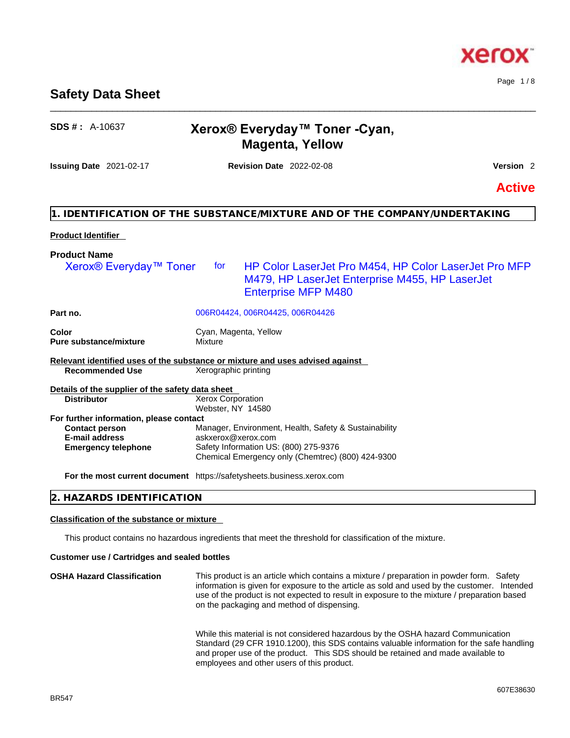# Safety Data Sheet

**SDS # :** A-10637

## Xerox® Everyday™ Toner -Cyan, Magenta, Yellow

**Issuing Date** 2021-02-17 **Revision Date** 2022-02-08 **Version** 2

**Active**

## 1. IDENTIFICATION OF THE SUBSTANCE/MIXTURE AND OF THE COMPANY/UNDERTAKING

**Product Identifier**

**Product Name**

Xerox® Everyday™ Toner for HP Color LaserJet Pro M454, HP Color LaserJet Pro MFP M479, HP LaserJet Enterprise M455, HP LaserJet Enterprise MFP M480

| | |
|---|---|
| **Part no.** | 006R04424, 006R04425, 006R04426 |
| **Color** | Cyan, Magenta, Yellow |
| **Pure substance/mixture** | Mixture |

**Relevant identified uses of the substance or mixture and uses advised against**

| | |
|---|---|
| **Recommended Use** | Xerographic printing |

**Details of the supplier of the safety data sheet**

| | |
|---|---|
| **Distributor** | Xerox Corporation<br>Webster, NY 14580 |

**For further information, please contact**

| | |
|---|---|
| **Contact person** | Manager, Environment, Health, Safety & Sustainability |
| **E-mail address** | askxerox@xerox.com |
| **Emergency telephone** | Safety Information US: (800) 275-9376<br>Chemical Emergency only (Chemtrec) (800) 424-9300 |
| **For the most current document** | https://safetysheets.business.xerox.com |

## 2. HAZARDS IDENTIFICATION

**Classification of the substance or mixture**

This product contains no hazardous ingredients that meet the threshold for classification of the mixture.

**Customer use / Cartridges and sealed bottles**

**OSHA Hazard Classification**

This product is an article which contains a mixture / preparation in powder form. Safety information is given for exposure to the article as sold and used by the customer. Intended use of the product is not expected to result in exposure to the mixture / preparation based on the packaging and method of dispensing.

While this material is not considered hazardous by the OSHA hazard Communication Standard (29 CFR 1910.1200), this SDS contains valuable information for the safe handling and proper use of the product. This SDS should be retained and made available to employees and other users of this product.

BR547 607E38630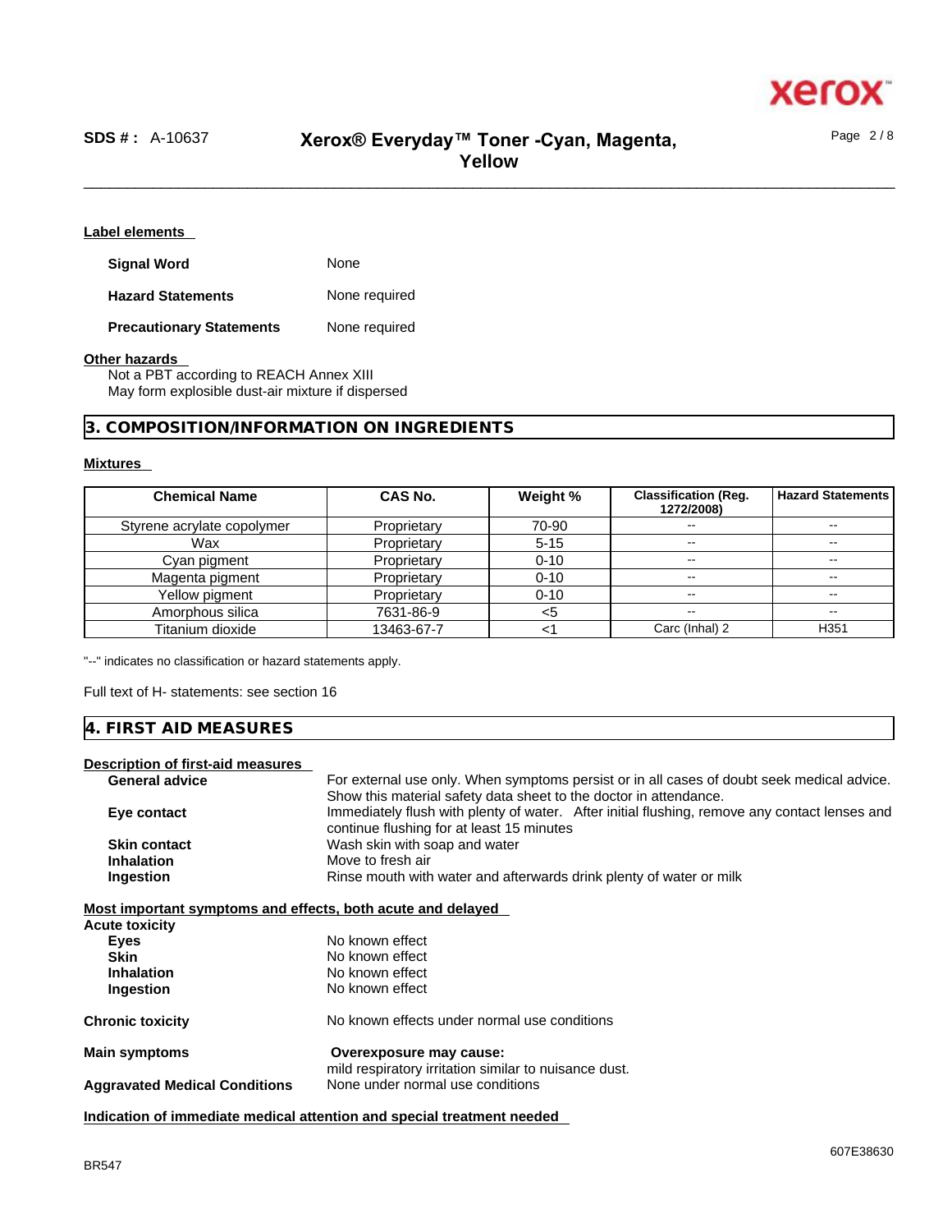**Label elements**

| | |
|---|---|
| **Signal Word** | None |
| **Hazard Statements** | None required |
| **Precautionary Statements** | None required |

**Other hazards**

Not a PBT according to REACH Annex XIII
May form explosible dust-air mixture if dispersed

## 3. COMPOSITION/INFORMATION ON INGREDIENTS

**Mixtures**

| Chemical Name | CAS No. | Weight % | Classification (Reg. 1272/2008) | Hazard Statements |
|---|---|---|---|---|
| Styrene acrylate copolymer | Proprietary | 70-90 | -- | -- |
| Wax | Proprietary | 5-15 | -- | -- |
| Cyan pigment | Proprietary | 0-10 | -- | -- |
| Magenta pigment | Proprietary | 0-10 | -- | -- |
| Yellow pigment | Proprietary | 0-10 | -- | -- |
| Amorphous silica | 7631-86-9 | <5 | -- | -- |
| Titanium dioxide | 13463-67-7 | <1 | Carc (Inhal) 2 | H351 |

"--" indicates no classification or hazard statements apply.

Full text of H- statements: see section 16

## 4. FIRST AID MEASURES

**Description of first-aid measures**

| | |
|---|---|
| **General advice** | For external use only. When symptoms persist or in all cases of doubt seek medical advice. Show this material safety data sheet to the doctor in attendance. |
| **Eye contact** | Immediately flush with plenty of water. After initial flushing, remove any contact lenses and continue flushing for at least 15 minutes |
| **Skin contact** | Wash skin with soap and water |
| **Inhalation** | Move to fresh air |
| **Ingestion** | Rinse mouth with water and afterwards drink plenty of water or milk |

**Most important symptoms and effects, both acute and delayed**

**Acute toxicity**

| | |
|---|---|
| **Eyes** | No known effect |
| **Skin** | No known effect |
| **Inhalation** | No known effect |
| **Ingestion** | No known effect |

| | |
|---|---|
| **Chronic toxicity** | No known effects under normal use conditions |
| **Main symptoms** | **Overexposure may cause:** mild respiratory irritation similar to nuisance dust. |
| **Aggravated Medical Conditions** | None under normal use conditions |

**Indication of immediate medical attention and special treatment needed**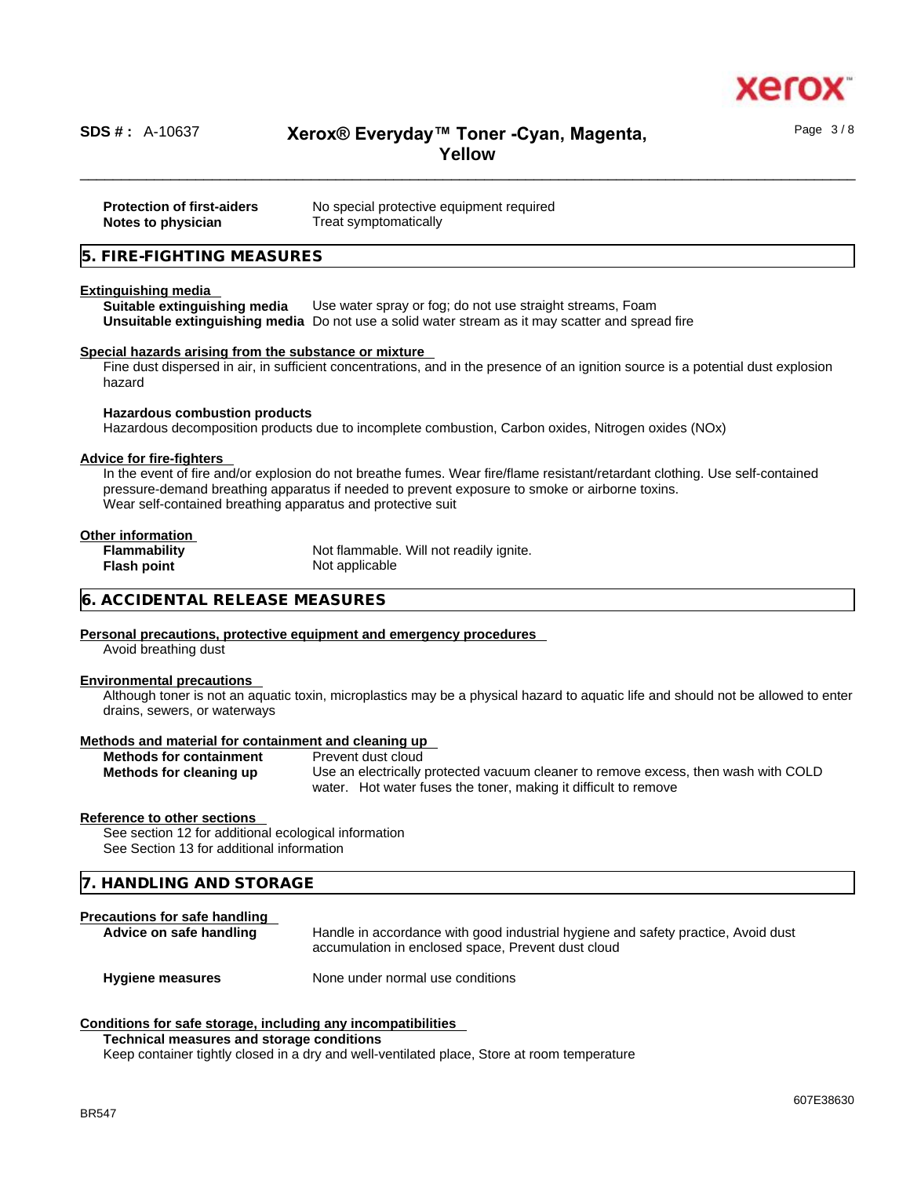**Protection of first-aiders** No special protective equipment required
**Notes to physician** Treat symptomatically

## 5. FIRE-FIGHTING MEASURES

**Extinguishing media**

**Suitable extinguishing media** Use water spray or fog; do not use straight streams, Foam
**Unsuitable extinguishing media** Do not use a solid water stream as it may scatter and spread fire

**Special hazards arising from the substance or mixture**

Fine dust dispersed in air, in sufficient concentrations, and in the presence of an ignition source is a potential dust explosion hazard

**Hazardous combustion products**

Hazardous decomposition products due to incomplete combustion, Carbon oxides, Nitrogen oxides (NOx)

**Advice for fire-fighters**

In the event of fire and/or explosion do not breathe fumes. Wear fire/flame resistant/retardant clothing. Use self-contained pressure-demand breathing apparatus if needed to prevent exposure to smoke or airborne toxins.
Wear self-contained breathing apparatus and protective suit

**Other information**

**Flammability** Not flammable. Will not readily ignite.
**Flash point** Not applicable

## 6. ACCIDENTAL RELEASE MEASURES

**Personal precautions, protective equipment and emergency procedures**

Avoid breathing dust

**Environmental precautions**

Although toner is not an aquatic toxin, microplastics may be a physical hazard to aquatic life and should not be allowed to enter drains, sewers, or waterways

**Methods and material for containment and cleaning up**

**Methods for containment** Prevent dust cloud
**Methods for cleaning up** Use an electrically protected vacuum cleaner to remove excess, then wash with COLD water. Hot water fuses the toner, making it difficult to remove

**Reference to other sections**

See section 12 for additional ecological information
See Section 13 for additional information

## 7. HANDLING AND STORAGE

**Precautions for safe handling**

**Advice on safe handling** Handle in accordance with good industrial hygiene and safety practice, Avoid dust accumulation in enclosed space, Prevent dust cloud

**Hygiene measures** None under normal use conditions

**Conditions for safe storage, including any incompatibilities**

**Technical measures and storage conditions**

Keep container tightly closed in a dry and well-ventilated place, Store at room temperature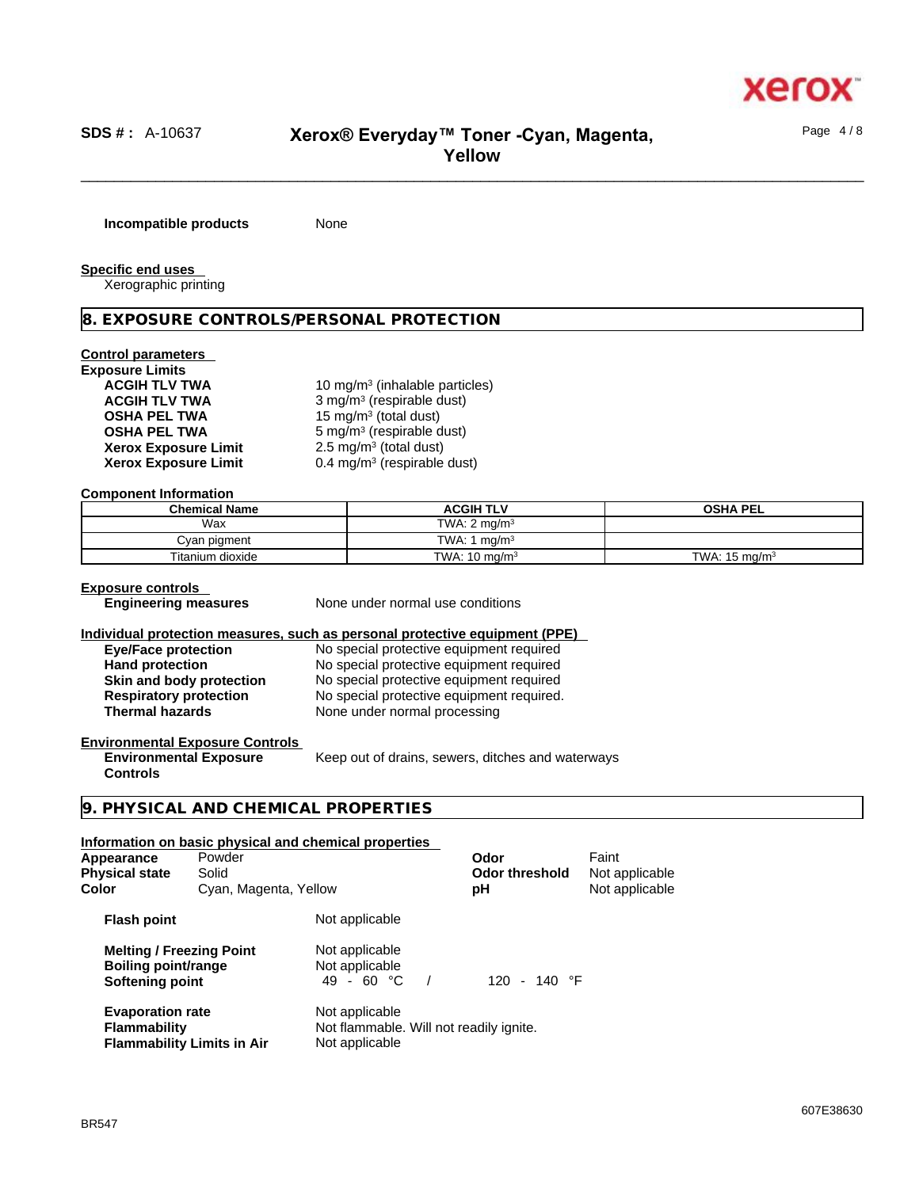**Incompatible products** None

**Specific end uses**

Xerographic printing

## 8. EXPOSURE CONTROLS/PERSONAL PROTECTION

**Control parameters**

**Exposure Limits**

| | |
|---|---|
| **ACGIH TLV TWA** | 10 mg/m³ (inhalable particles) |
| **ACGIH TLV TWA** | 3 mg/m³ (respirable dust) |
| **OSHA PEL TWA** | 15 mg/m³ (total dust) |
| **OSHA PEL TWA** | 5 mg/m³ (respirable dust) |
| **Xerox Exposure Limit** | 2.5 mg/m³ (total dust) |
| **Xerox Exposure Limit** | 0.4 mg/m³ (respirable dust) |

**Component Information**

| Chemical Name | ACGIH TLV | OSHA PEL |
|---|---|---|
| Wax | TWA: 2 mg/m³ | |
| Cyan pigment | TWA: 1 mg/m³ | |
| Titanium dioxide | TWA: 10 mg/m³ | TWA: 15 mg/m³ |

**Exposure controls**

**Engineering measures** None under normal use conditions

**Individual protection measures, such as personal protective equipment (PPE)**

| | |
|---|---|
| **Eye/Face protection** | No special protective equipment required |
| **Hand protection** | No special protective equipment required |
| **Skin and body protection** | No special protective equipment required |
| **Respiratory protection** | No special protective equipment required. |
| **Thermal hazards** | None under normal processing |

**Environmental Exposure Controls**

**Environmental Exposure Controls** Keep out of drains, sewers, ditches and waterways

## 9. PHYSICAL AND CHEMICAL PROPERTIES

**Information on basic physical and chemical properties**

| | | | |
|---|---|---|---|
| **Appearance** | Powder | **Odor** | Faint |
| **Physical state** | Solid | **Odor threshold** | Not applicable |
| **Color** | Cyan, Magenta, Yellow | **pH** | Not applicable |

| | |
|---|---|
| **Flash point** | Not applicable |
| **Melting / Freezing Point** | Not applicable |
| **Boiling point/range** | Not applicable |
| **Softening point** | 49 - 60 °C / 120 - 140 °F |
| **Evaporation rate** | Not applicable |
| **Flammability** | Not flammable. Will not readily ignite. |
| **Flammability Limits in Air** | Not applicable |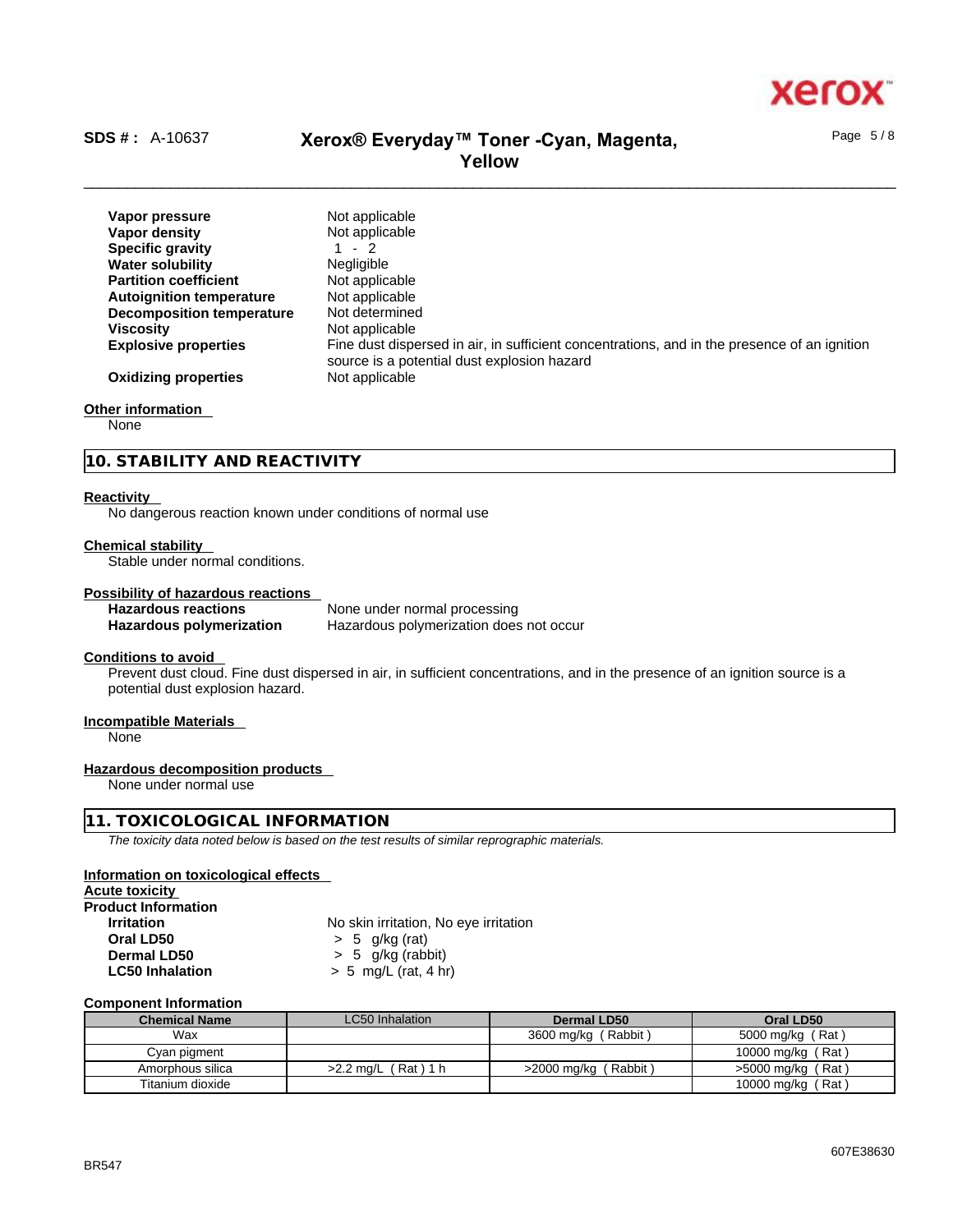| | |
|---|---|
| **Vapor pressure** | Not applicable |
| **Vapor density** | Not applicable |
| **Specific gravity** | 1 - 2 |
| **Water solubility** | Negligible |
| **Partition coefficient** | Not applicable |
| **Autoignition temperature** | Not applicable |
| **Decomposition temperature** | Not determined |
| **Viscosity** | Not applicable |
| **Explosive properties** | Fine dust dispersed in air, in sufficient concentrations, and in the presence of an ignition source is a potential dust explosion hazard |
| **Oxidizing properties** | Not applicable |

**Other information**

None

## 10. STABILITY AND REACTIVITY

**Reactivity**

No dangerous reaction known under conditions of normal use

**Chemical stability**

Stable under normal conditions.

**Possibility of hazardous reactions**

| | |
|---|---|
| **Hazardous reactions** | None under normal processing |
| **Hazardous polymerization** | Hazardous polymerization does not occur |

**Conditions to avoid**

Prevent dust cloud. Fine dust dispersed in air, in sufficient concentrations, and in the presence of an ignition source is a potential dust explosion hazard.

**Incompatible Materials**

None

**Hazardous decomposition products**

None under normal use

## 11. TOXICOLOGICAL INFORMATION

*The toxicity data noted below is based on the test results of similar reprographic materials.*

**Information on toxicological effects**

**Acute toxicity**

**Product Information**

| | |
|---|---|
| **Irritation** | No skin irritation, No eye irritation |
| **Oral LD50** | > 5 g/kg (rat) |
| **Dermal LD50** | > 5 g/kg (rabbit) |
| **LC50 Inhalation** | > 5 mg/L (rat, 4 hr) |

**Component Information**

| Chemical Name | LC50 Inhalation | Dermal LD50 | Oral LD50 |
|---|---|---|---|
| Wax | | 3600 mg/kg ( Rabbit ) | 5000 mg/kg ( Rat ) |
| Cyan pigment | | | 10000 mg/kg ( Rat ) |
| Amorphous silica | >2.2 mg/L ( Rat ) 1 h | >2000 mg/kg ( Rabbit ) | >5000 mg/kg ( Rat ) |
| Titanium dioxide | | | 10000 mg/kg ( Rat ) |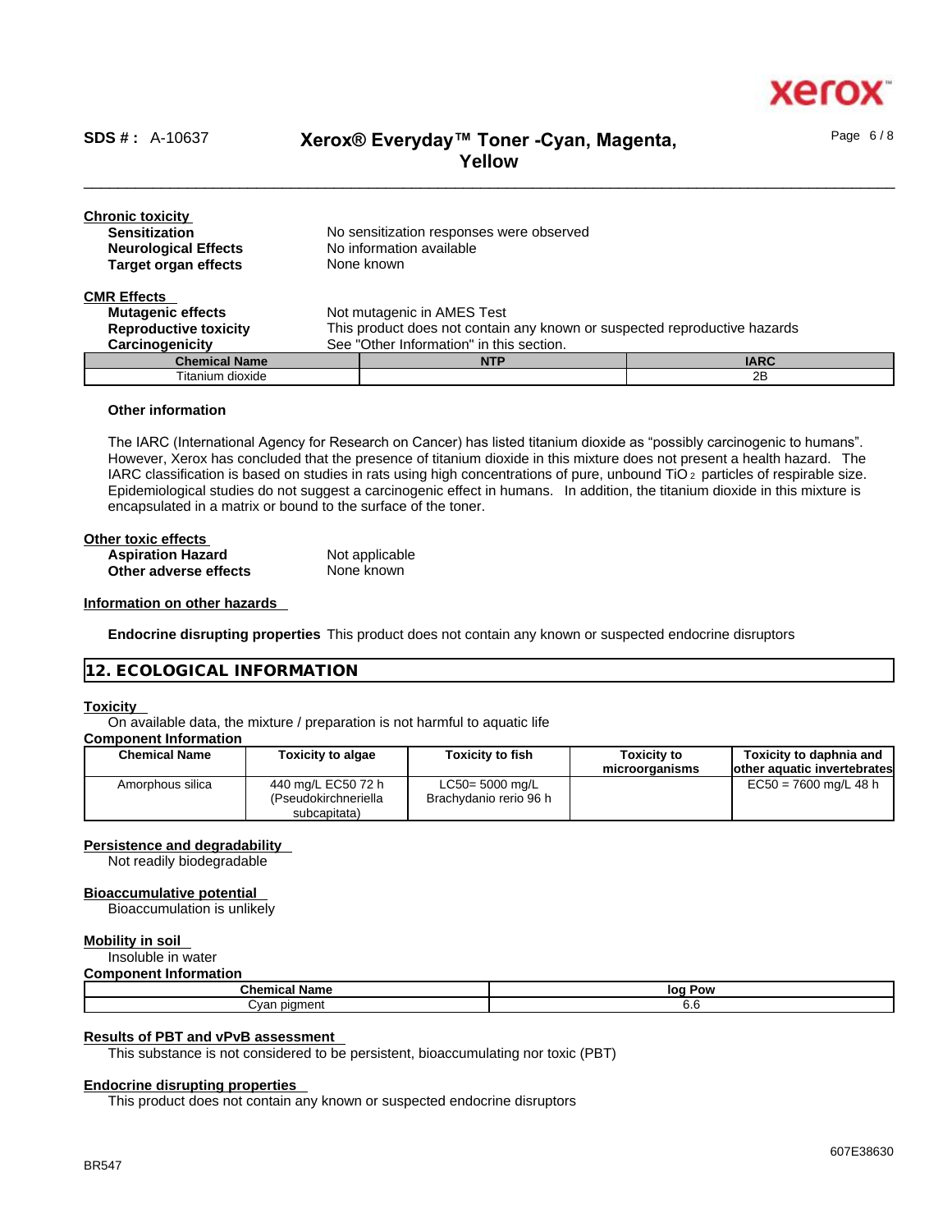**Chronic toxicity**

| | |
|---|---|
| **Sensitization** | No sensitization responses were observed |
| **Neurological Effects** | No information available |
| **Target organ effects** | None known |

**CMR Effects**

| | |
|---|---|
| **Mutagenic effects** | Not mutagenic in AMES Test |
| **Reproductive toxicity** | This product does not contain any known or suspected reproductive hazards |
| **Carcinogenicity** | See "Other Information" in this section. |

| Chemical Name | NTP | IARC |
|---|---|---|
| Titanium dioxide | | 2B |

**Other information**

The IARC (International Agency for Research on Cancer) has listed titanium dioxide as "possibly carcinogenic to humans". However, Xerox has concluded that the presence of titanium dioxide in this mixture does not present a health hazard. The IARC classification is based on studies in rats using high concentrations of pure, unbound $TiO_2$ particles of respirable size. Epidemiological studies do not suggest a carcinogenic effect in humans. In addition, the titanium dioxide in this mixture is encapsulated in a matrix or bound to the surface of the toner.

**Other toxic effects**

| | |
|---|---|
| **Aspiration Hazard** | Not applicable |
| **Other adverse effects** | None known |

**Information on other hazards**

**Endocrine disrupting properties** This product does not contain any known or suspected endocrine disruptors

## 12. ECOLOGICAL INFORMATION

**Toxicity**

On available data, the mixture / preparation is not harmful to aquatic life

**Component Information**

| Chemical Name | Toxicity to algae | Toxicity to fish | Toxicity to microorganisms | Toxicity to daphnia and other aquatic invertebrates |
|---|---|---|---|---|
| Amorphous silica | 440 mg/L EC50 72 h (Pseudokirchneriella subcapitata) | LC50= 5000 mg/L Brachydanio rerio 96 h | | EC50 = 7600 mg/L 48 h |

**Persistence and degradability**

Not readily biodegradable

**Bioaccumulative potential**

Bioaccumulation is unlikely

**Mobility in soil**

Insoluble in water

**Component Information**

| Chemical Name | log Pow |
|---|---|
| Cyan pigment | 6.6 |

**Results of PBT and vPvB assessment**

This substance is not considered to be persistent, bioaccumulating nor toxic (PBT)

**Endocrine disrupting properties**

This product does not contain any known or suspected endocrine disruptors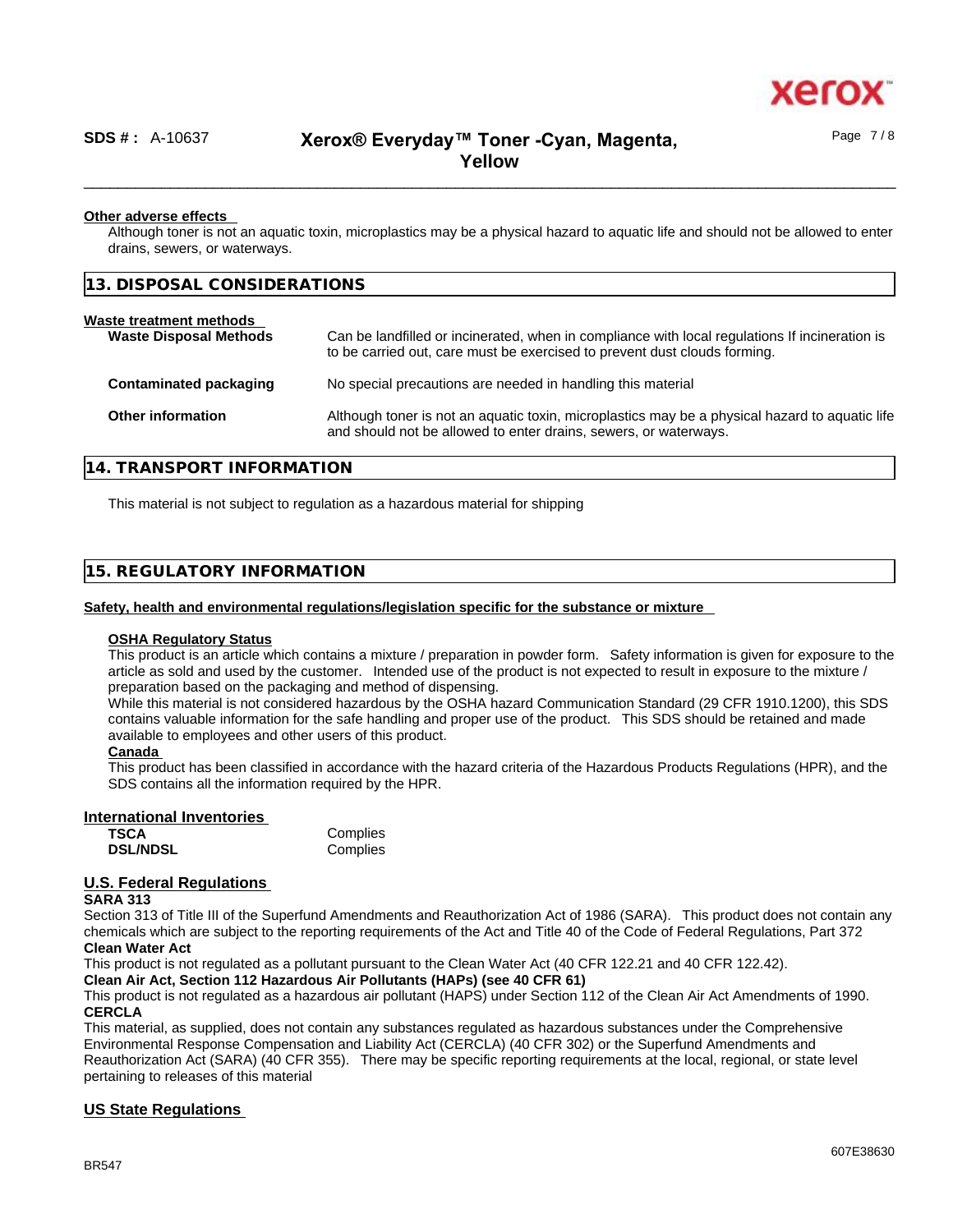**Other adverse effects**

Although toner is not an aquatic toxin, microplastics may be a physical hazard to aquatic life and should not be allowed to enter drains, sewers, or waterways.

## 13. DISPOSAL CONSIDERATIONS

**Waste treatment methods**

| | |
|---|---|
| **Waste Disposal Methods** | Can be landfilled or incinerated, when in compliance with local regulations If incineration is to be carried out, care must be exercised to prevent dust clouds forming. |
| **Contaminated packaging** | No special precautions are needed in handling this material |
| **Other information** | Although toner is not an aquatic toxin, microplastics may be a physical hazard to aquatic life and should not be allowed to enter drains, sewers, or waterways. |

## 14. TRANSPORT INFORMATION

This material is not subject to regulation as a hazardous material for shipping

## 15. REGULATORY INFORMATION

**Safety, health and environmental regulations/legislation specific for the substance or mixture**

**OSHA Regulatory Status**

This product is an article which contains a mixture / preparation in powder form. Safety information is given for exposure to the article as sold and used by the customer. Intended use of the product is not expected to result in exposure to the mixture / preparation based on the packaging and method of dispensing.

While this material is not considered hazardous by the OSHA hazard Communication Standard (29 CFR 1910.1200), this SDS contains valuable information for the safe handling and proper use of the product. This SDS should be retained and made available to employees and other users of this product.

**Canada**

This product has been classified in accordance with the hazard criteria of the Hazardous Products Regulations (HPR), and the SDS contains all the information required by the HPR.

**International Inventories**

| | |
|---|---|
| **TSCA** | Complies |
| **DSL/NDSL** | Complies |

**U.S. Federal Regulations**

**SARA 313**

Section 313 of Title III of the Superfund Amendments and Reauthorization Act of 1986 (SARA). This product does not contain any chemicals which are subject to the reporting requirements of the Act and Title 40 of the Code of Federal Regulations, Part 372

**Clean Water Act**

This product is not regulated as a pollutant pursuant to the Clean Water Act (40 CFR 122.21 and 40 CFR 122.42).

**Clean Air Act, Section 112 Hazardous Air Pollutants (HAPs) (see 40 CFR 61)**

This product is not regulated as a hazardous air pollutant (HAPS) under Section 112 of the Clean Air Act Amendments of 1990.

**CERCLA**

This material, as supplied, does not contain any substances regulated as hazardous substances under the Comprehensive Environmental Response Compensation and Liability Act (CERCLA) (40 CFR 302) or the Superfund Amendments and Reauthorization Act (SARA) (40 CFR 355). There may be specific reporting requirements at the local, regional, or state level pertaining to releases of this material

**US State Regulations**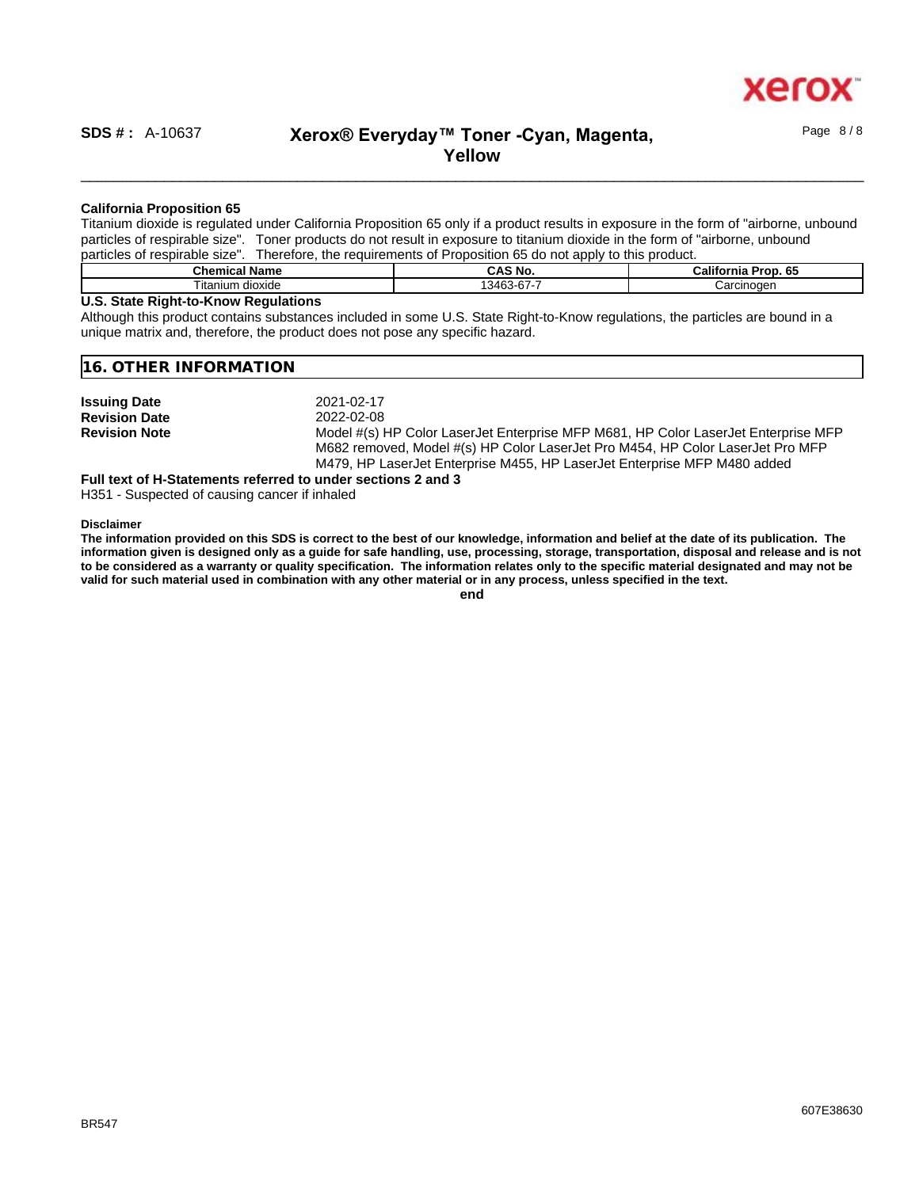#### California Proposition 65

Titanium dioxide is regulated under California Proposition 65 only if a product results in exposure in the form of "airborne, unbound particles of respirable size". Toner products do not result in exposure to titanium dioxide in the form of "airborne, unbound particles of respirable size". Therefore, the requirements of Proposition 65 do not apply to this product.

| Chemical Name | CAS No. | California Prop. 65 |
|---|---|---|
| Titanium dioxide | 13463-67-7 | Carcinogen |

#### U.S. State Right-to-Know Regulations

Although this product contains substances included in some U.S. State Right-to-Know regulations, the particles are bound in a unique matrix and, therefore, the product does not pose any specific hazard.

## 16. OTHER INFORMATION

| | |
|---|---|
| **Issuing Date** | 2021-02-17 |
| **Revision Date** | 2022-02-08 |
| **Revision Note** | Model #(s) HP Color LaserJet Enterprise MFP M681, HP Color LaserJet Enterprise MFP M682 removed, Model #(s) HP Color LaserJet Pro M454, HP Color LaserJet Pro MFP M479, HP LaserJet Enterprise M455, HP LaserJet Enterprise MFP M480 added |

#### Full text of H-Statements referred to under sections 2 and 3

H351 - Suspected of causing cancer if inhaled

**Disclaimer**

**The information provided on this SDS is correct to the best of our knowledge, information and belief at the date of its publication. The information given is designed only as a guide for safe handling, use, processing, storage, transportation, disposal and release and is not to be considered as a warranty or quality specification. The information relates only to the specific material designated and may not be valid for such material used in combination with any other material or in any process, unless specified in the text.**

**end**